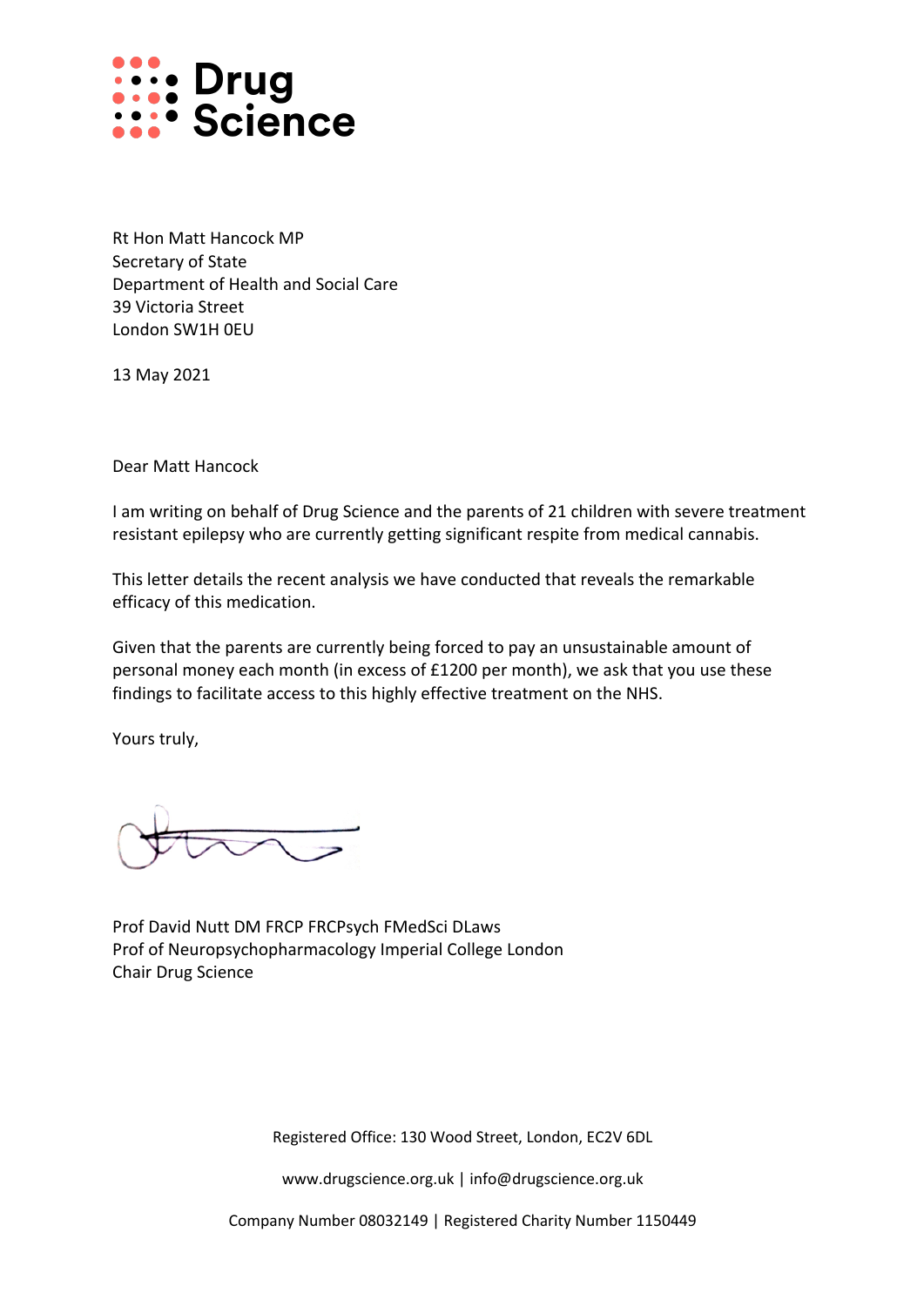Drug Science

Rt Hon Matt Hancock MP
Secretary of State
Department of Health and Social Care
39 Victoria Street
London SW1H 0EU

13 May 2021

Dear Matt Hancock

I am writing on behalf of Drug Science and the parents of 21 children with severe treatment resistant epilepsy who are currently getting significant respite from medical cannabis.

This letter details the recent analysis we have conducted that reveals the remarkable efficacy of this medication.

Given that the parents are currently being forced to pay an unsustainable amount of personal money each month (in excess of £1200 per month), we ask that you use these findings to facilitate access to this highly effective treatment on the NHS.

Yours truly,

Prof David Nutt DM FRCP FRCPsych FMedSci DLaws
Prof of Neuropsychopharmacology Imperial College London
Chair Drug Science

Registered Office: 130 Wood Street, London, EC2V 6DL

www.drugscience.org.uk | info@drugscience.org.uk

Company Number 08032149 | Registered Charity Number 1150449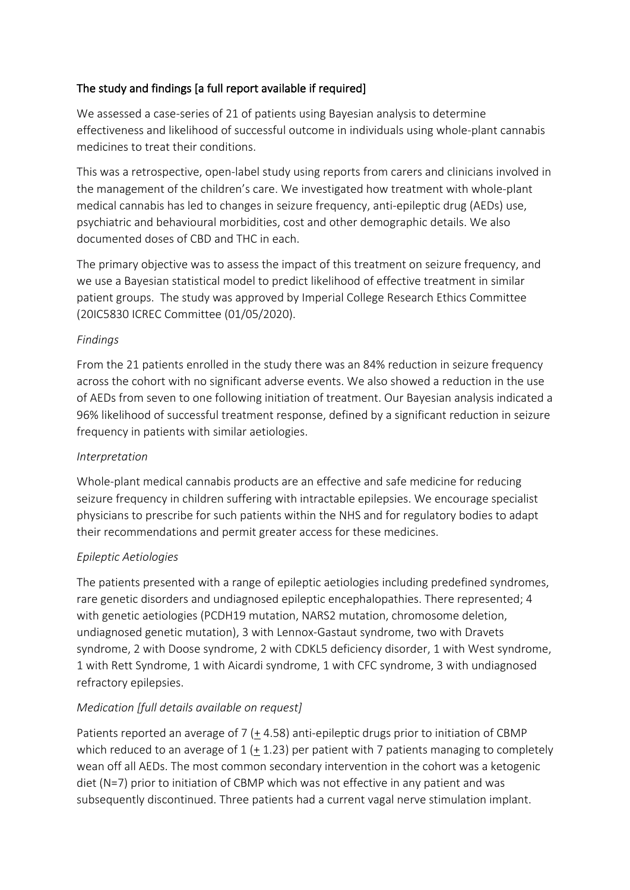## The study and findings [a full report available if required]

We assessed a case-series of 21 of patients using Bayesian analysis to determine effectiveness and likelihood of successful outcome in individuals using whole-plant cannabis medicines to treat their conditions.

This was a retrospective, open-label study using reports from carers and clinicians involved in the management of the children's care. We investigated how treatment with whole-plant medical cannabis has led to changes in seizure frequency, anti-epileptic drug (AEDs) use, psychiatric and behavioural morbidities, cost and other demographic details. We also documented doses of CBD and THC in each.

The primary objective was to assess the impact of this treatment on seizure frequency, and we use a Bayesian statistical model to predict likelihood of effective treatment in similar patient groups. The study was approved by Imperial College Research Ethics Committee (20IC5830 ICREC Committee (01/05/2020).

### *Findings*

From the 21 patients enrolled in the study there was an 84% reduction in seizure frequency across the cohort with no significant adverse events. We also showed a reduction in the use of AEDs from seven to one following initiation of treatment. Our Bayesian analysis indicated a 96% likelihood of successful treatment response, defined by a significant reduction in seizure frequency in patients with similar aetiologies.

### *Interpretation*

Whole-plant medical cannabis products are an effective and safe medicine for reducing seizure frequency in children suffering with intractable epilepsies. We encourage specialist physicians to prescribe for such patients within the NHS and for regulatory bodies to adapt their recommendations and permit greater access for these medicines.

### *Epileptic Aetiologies*

The patients presented with a range of epileptic aetiologies including predefined syndromes, rare genetic disorders and undiagnosed epileptic encephalopathies. There represented; 4 with genetic aetiologies (PCDH19 mutation, NARS2 mutation, chromosome deletion, undiagnosed genetic mutation), 3 with Lennox-Gastaut syndrome, two with Dravets syndrome, 2 with Doose syndrome, 2 with CDKL5 deficiency disorder, 1 with West syndrome, 1 with Rett Syndrome, 1 with Aicardi syndrome, 1 with CFC syndrome, 3 with undiagnosed refractory epilepsies.

### *Medication [full details available on request]*

Patients reported an average of 7 ($\pm$ 4.58) anti-epileptic drugs prior to initiation of CBMP which reduced to an average of 1 ($\pm$ 1.23) per patient with 7 patients managing to completely wean off all AEDs. The most common secondary intervention in the cohort was a ketogenic diet (N=7) prior to initiation of CBMP which was not effective in any patient and was subsequently discontinued. Three patients had a current vagal nerve stimulation implant.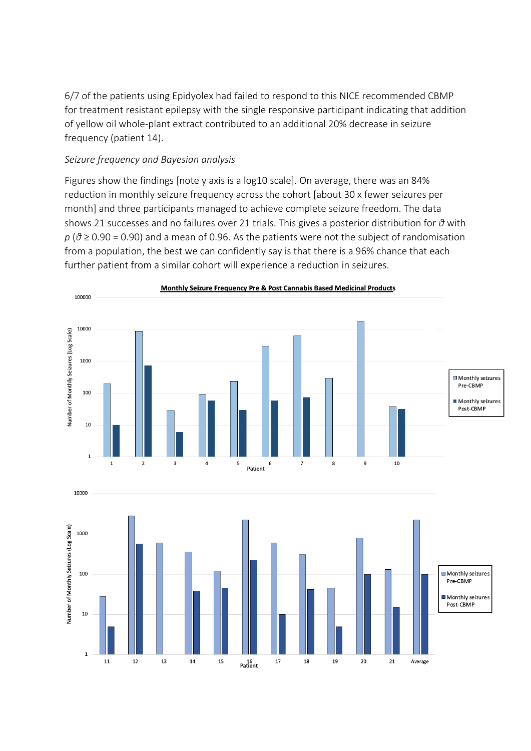6/7 of the patients using Epidyolex had failed to respond to this NICE recommended CBMP for treatment resistant epilepsy with the single responsive participant indicating that addition of yellow oil whole-plant extract contributed to an additional 20% decrease in seizure frequency (patient 14).

*Seizure frequency and Bayesian analysis*

Figures show the findings [note y axis is a log10 scale]. On average, there was an 84% reduction in monthly seizure frequency across the cohort [about 30 x fewer seizures per month] and three participants managed to achieve complete seizure freedom. The data shows 21 successes and no failures over 21 trials. This gives a posterior distribution for $\vartheta$ with $p$ ($\vartheta \geq 0.90 = 0.90$) and a mean of 0.96. As the patients were not the subject of randomisation from a population, the best we can confidently say is that there is a 96% chance that each further patient from a similar cohort will experience a reduction in seizures.

**Monthly Seizure Frequency Pre & Post Cannabis Based Medicinal Products**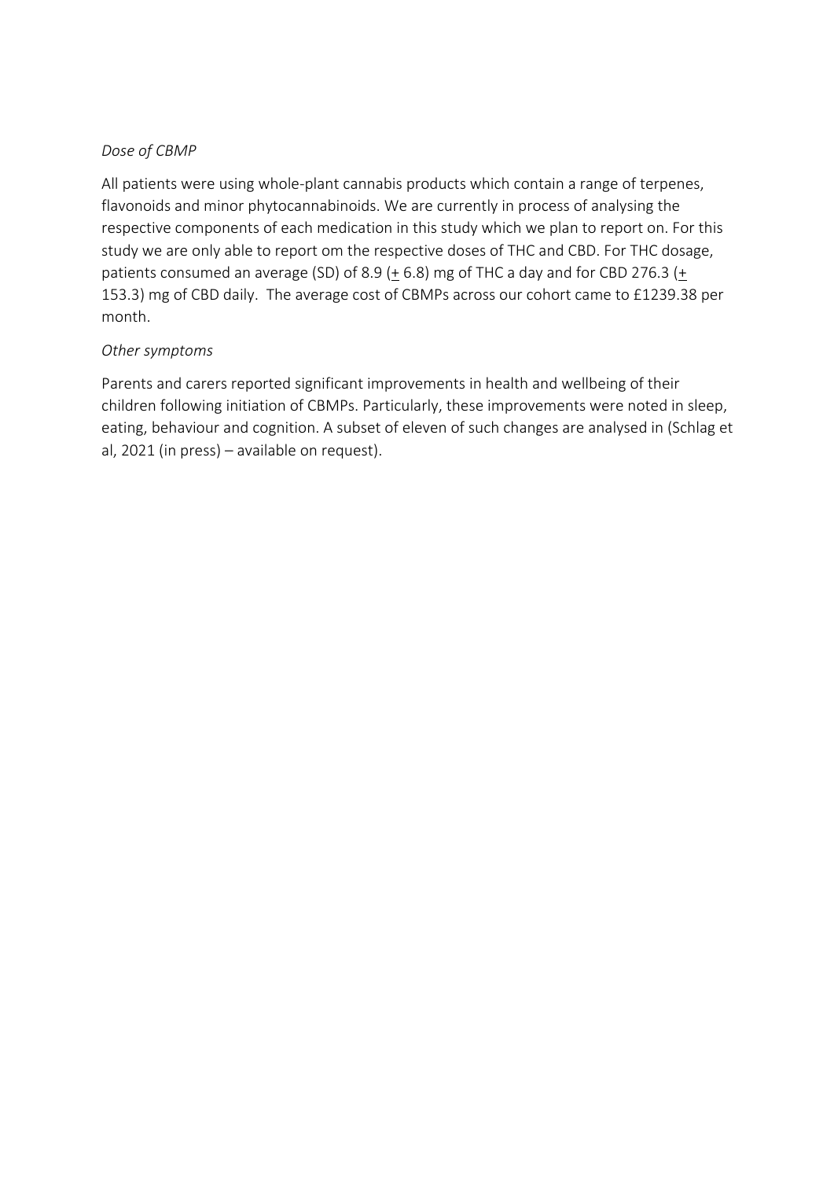*Dose of CBMP*

All patients were using whole-plant cannabis products which contain a range of terpenes, flavonoids and minor phytocannabinoids. We are currently in process of analysing the respective components of each medication in this study which we plan to report on. For this study we are only able to report om the respective doses of THC and CBD. For THC dosage, patients consumed an average (SD) of 8.9 (± 6.8) mg of THC a day and for CBD 276.3 (± 153.3) mg of CBD daily. The average cost of CBMPs across our cohort came to £1239.38 per month.

*Other symptoms*

Parents and carers reported significant improvements in health and wellbeing of their children following initiation of CBMPs. Particularly, these improvements were noted in sleep, eating, behaviour and cognition. A subset of eleven of such changes are analysed in (Schlag et al, 2021 (in press) – available on request).